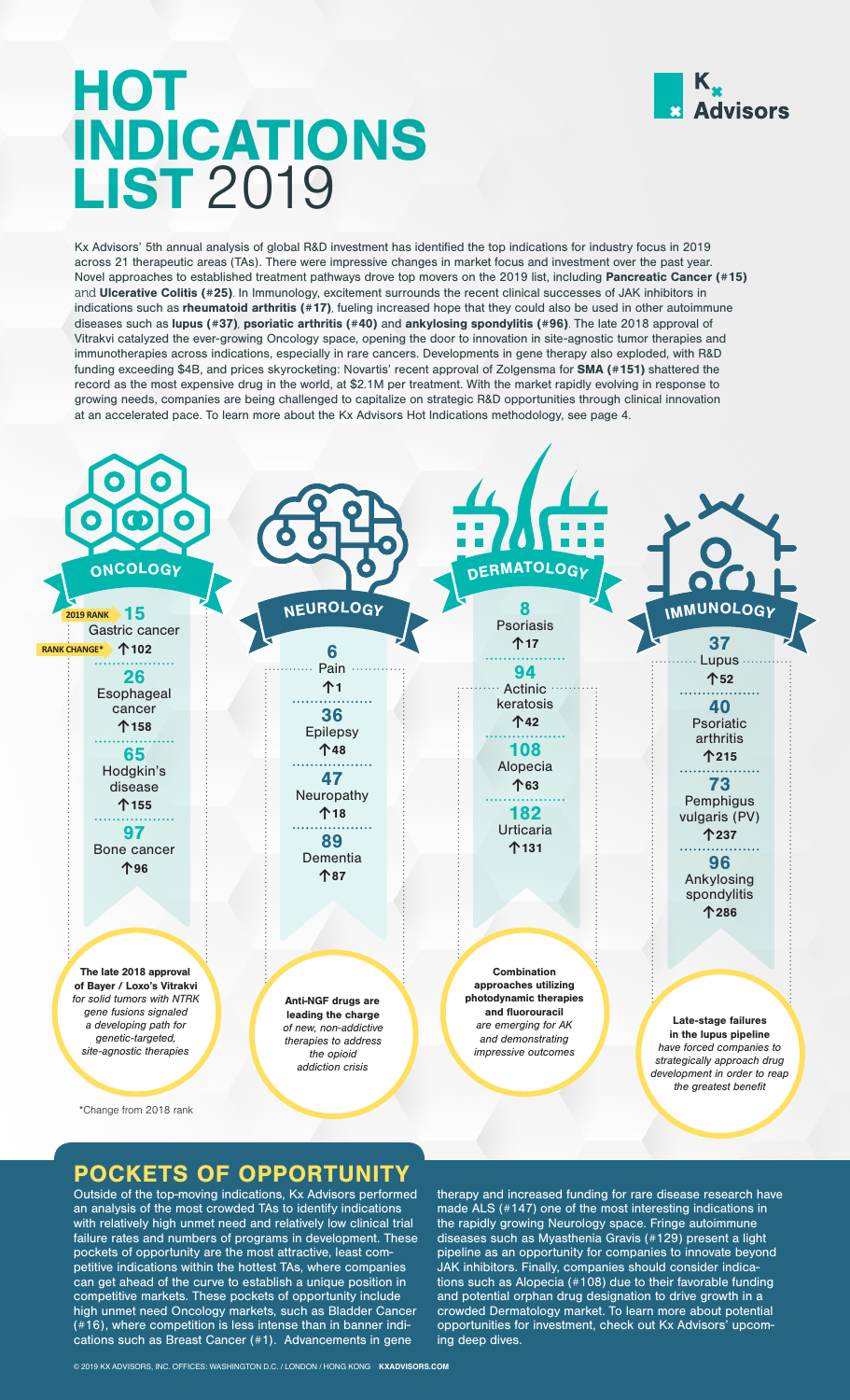# HOT INDICATIONS LIST 2019

Kx Advisors

Kx Advisors' 5th annual analysis of global R&D investment has identified the top indications for industry focus in 2019 across 21 therapeutic areas (TAs). There were impressive changes in market focus and investment over the past year. Novel approaches to established treatment pathways drove top movers on the 2019 list, including **Pancreatic Cancer (#15)** and **Ulcerative Colitis (#25)**. In Immunology, excitement surrounds the recent clinical successes of JAK inhibitors in indications such as **rheumatoid arthritis (#17)**, fueling increased hope that they could also be used in other autoimmune diseases such as **lupus (#37)**, **psoriatic arthritis (#40)** and **ankylosing spondylitis (#96)**. The late 2018 approval of Vitrakvi catalyzed the ever-growing Oncology space, opening the door to innovation in site-agnostic tumor therapies and immunotherapies across indications, especially in rare cancers. Developments in gene therapy also exploded, with R&D funding exceeding $4B, and prices skyrocketing: Novartis' recent approval of Zolgensma for **SMA (#151)** shattered the record as the most expensive drug in the world, at $2.1M per treatment. With the market rapidly evolving in response to growing needs, companies are being challenged to capitalize on strategic R&D opportunities through clinical innovation at an accelerated pace. To learn more about the Kx Advisors Hot Indications methodology, see page 4.

## ONCOLOGY

| 2019 Rank | Indication | Rank Change* |
|---|---|---|
| 15 | Gastric cancer | ↑102 |
| 26 | Esophageal cancer | ↑158 |
| 65 | Hodgkin's disease | ↑155 |
| 97 | Bone cancer | ↑96 |

**The late 2018 approval of Bayer / Loxo's Vitrakvi** *for solid tumors with NTRK gene fusions signaled a developing path for genetic-targeted, site-agnostic therapies*

## NEUROLOGY

| 2019 Rank | Indication | Rank Change* |
|---|---|---|
| 6 | Pain | ↑1 |
| 36 | Epilepsy | ↑48 |
| 47 | Neuropathy | ↑18 |
| 89 | Dementia | ↑87 |

**Anti-NGF drugs are leading the charge** *of new, non-addictive therapies to address the opioid addiction crisis*

## DERMATOLOGY

| 2019 Rank | Indication | Rank Change* |
|---|---|---|
| 8 | Psoriasis | ↑17 |
| 94 | Actinic keratosis | ↑42 |
| 108 | Alopecia | ↑63 |
| 182 | Urticaria | ↑131 |

**Combination approaches utilizing photodynamic therapies and fluorouracil** *are emerging for AK and demonstrating impressive outcomes*

## IMMUNOLOGY

| 2019 Rank | Indication | Rank Change* |
|---|---|---|
| 37 | Lupus | ↑52 |
| 40 | Psoriatic arthritis | ↑215 |
| 73 | Pemphigus vulgaris (PV) | ↑237 |
| 96 | Ankylosing spondylitis | ↑286 |

**Late-stage failures in the lupus pipeline** *have forced companies to strategically approach drug development in order to reap the greatest benefit*

*Change from 2018 rank

## POCKETS OF OPPORTUNITY

Outside of the top-moving indications, Kx Advisors performed an analysis of the most crowded TAs to identify indications with relatively high unmet need and relatively low clinical trial failure rates and numbers of programs in development. These pockets of opportunity are the most attractive, least competitive indications within the hottest TAs, where companies can get ahead of the curve to establish a unique position in competitive markets. These pockets of opportunity include high unmet need Oncology markets, such as Bladder Cancer (#16), where competition is less intense than in banner indications such as Breast Cancer (#1). Advancements in gene therapy and increased funding for rare disease research have made ALS (#147) one of the most interesting indications in the rapidly growing Neurology space. Fringe autoimmune diseases such as Myasthenia Gravis (#129) present a light pipeline as an opportunity for companies to innovate beyond JAK inhibitors. Finally, companies should consider indications such as Alopecia (#108) due to their favorable funding and potential orphan drug designation to drive growth in a crowded Dermatology market. To learn more about potential opportunities for investment, check out Kx Advisors' upcoming deep dives.

© 2019 KX ADVISORS, INC. OFFICES: WASHINGTON D.C. / LONDON / HONG KONG **KXADVISORS.COM**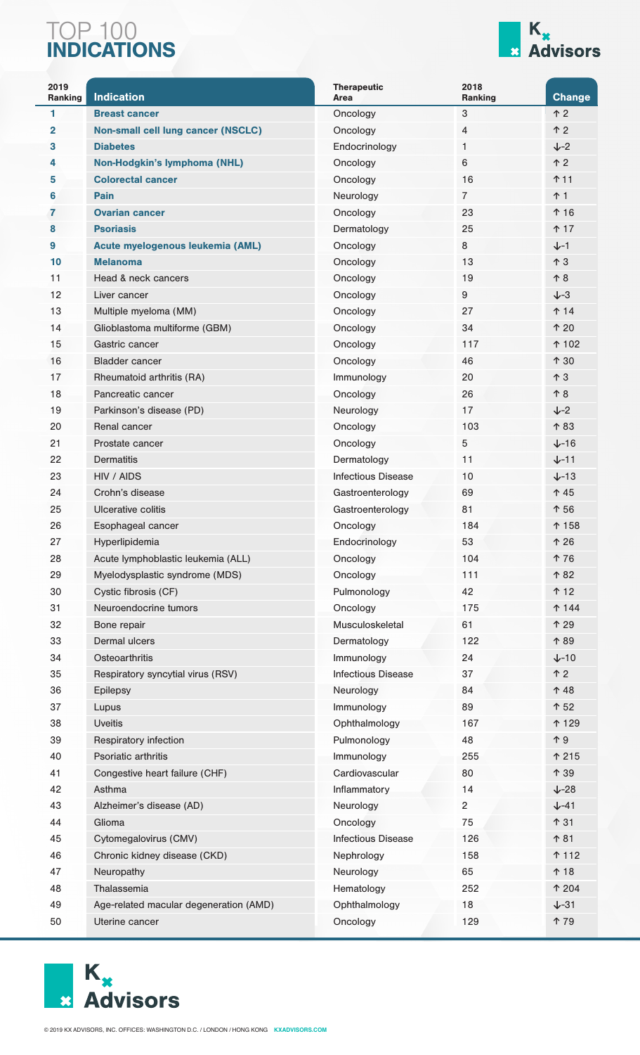# TOP 100 **INDICATIONS**

| 2019 Ranking | Indication | Therapeutic Area | 2018 Ranking | Change |
|---|---|---|---|---|
| 1 | **Breast cancer** | Oncology | 3 | ↑ 2 |
| 2 | **Non-small cell lung cancer (NSCLC)** | Oncology | 4 | ↑ 2 |
| 3 | **Diabetes** | Endocrinology | 1 | ↓-2 |
| 4 | **Non-Hodgkin's lymphoma (NHL)** | Oncology | 6 | ↑ 2 |
| 5 | **Colorectal cancer** | Oncology | 16 | ↑ 11 |
| 6 | **Pain** | Neurology | 7 | ↑ 1 |
| 7 | **Ovarian cancer** | Oncology | 23 | ↑ 16 |
| 8 | **Psoriasis** | Dermatology | 25 | ↑ 17 |
| 9 | **Acute myelogenous leukemia (AML)** | Oncology | 8 | ↓-1 |
| 10 | **Melanoma** | Oncology | 13 | ↑ 3 |
| 11 | Head & neck cancers | Oncology | 19 | ↑ 8 |
| 12 | Liver cancer | Oncology | 9 | ↓-3 |
| 13 | Multiple myeloma (MM) | Oncology | 27 | ↑ 14 |
| 14 | Glioblastoma multiforme (GBM) | Oncology | 34 | ↑ 20 |
| 15 | Gastric cancer | Oncology | 117 | ↑ 102 |
| 16 | Bladder cancer | Oncology | 46 | ↑ 30 |
| 17 | Rheumatoid arthritis (RA) | Immunology | 20 | ↑ 3 |
| 18 | Pancreatic cancer | Oncology | 26 | ↑ 8 |
| 19 | Parkinson's disease (PD) | Neurology | 17 | ↓-2 |
| 20 | Renal cancer | Oncology | 103 | ↑ 83 |
| 21 | Prostate cancer | Oncology | 5 | ↓-16 |
| 22 | Dermatitis | Dermatology | 11 | ↓-11 |
| 23 | HIV / AIDS | Infectious Disease | 10 | ↓-13 |
| 24 | Crohn's disease | Gastroenterology | 69 | ↑ 45 |
| 25 | Ulcerative colitis | Gastroenterology | 81 | ↑ 56 |
| 26 | Esophageal cancer | Oncology | 184 | ↑ 158 |
| 27 | Hyperlipidemia | Endocrinology | 53 | ↑ 26 |
| 28 | Acute lymphoblastic leukemia (ALL) | Oncology | 104 | ↑ 76 |
| 29 | Myelodysplastic syndrome (MDS) | Oncology | 111 | ↑ 82 |
| 30 | Cystic fibrosis (CF) | Pulmonology | 42 | ↑ 12 |
| 31 | Neuroendocrine tumors | Oncology | 175 | ↑ 144 |
| 32 | Bone repair | Musculoskeletal | 61 | ↑ 29 |
| 33 | Dermal ulcers | Dermatology | 122 | ↑ 89 |
| 34 | Osteoarthritis | Immunology | 24 | ↓-10 |
| 35 | Respiratory syncytial virus (RSV) | Infectious Disease | 37 | ↑ 2 |
| 36 | Epilepsy | Neurology | 84 | ↑ 48 |
| 37 | Lupus | Immunology | 89 | ↑ 52 |
| 38 | Uveitis | Ophthalmology | 167 | ↑ 129 |
| 39 | Respiratory infection | Pulmonology | 48 | ↑ 9 |
| 40 | Psoriatic arthritis | Immunology | 255 | ↑ 215 |
| 41 | Congestive heart failure (CHF) | Cardiovascular | 80 | ↑ 39 |
| 42 | Asthma | Inflammatory | 14 | ↓-28 |
| 43 | Alzheimer's disease (AD) | Neurology | 2 | ↓-41 |
| 44 | Glioma | Oncology | 75 | ↑ 31 |
| 45 | Cytomegalovirus (CMV) | Infectious Disease | 126 | ↑ 81 |
| 46 | Chronic kidney disease (CKD) | Nephrology | 158 | ↑ 112 |
| 47 | Neuropathy | Neurology | 65 | ↑ 18 |
| 48 | Thalassemia | Hematology | 252 | ↑ 204 |
| 49 | Age-related macular degeneration (AMD) | Ophthalmology | 18 | ↓-31 |
| 50 | Uterine cancer | Oncology | 129 | ↑ 79 |

© 2019 KX ADVISORS, INC. OFFICES: WASHINGTON D.C. / LONDON / HONG KONG KXADVISORS.COM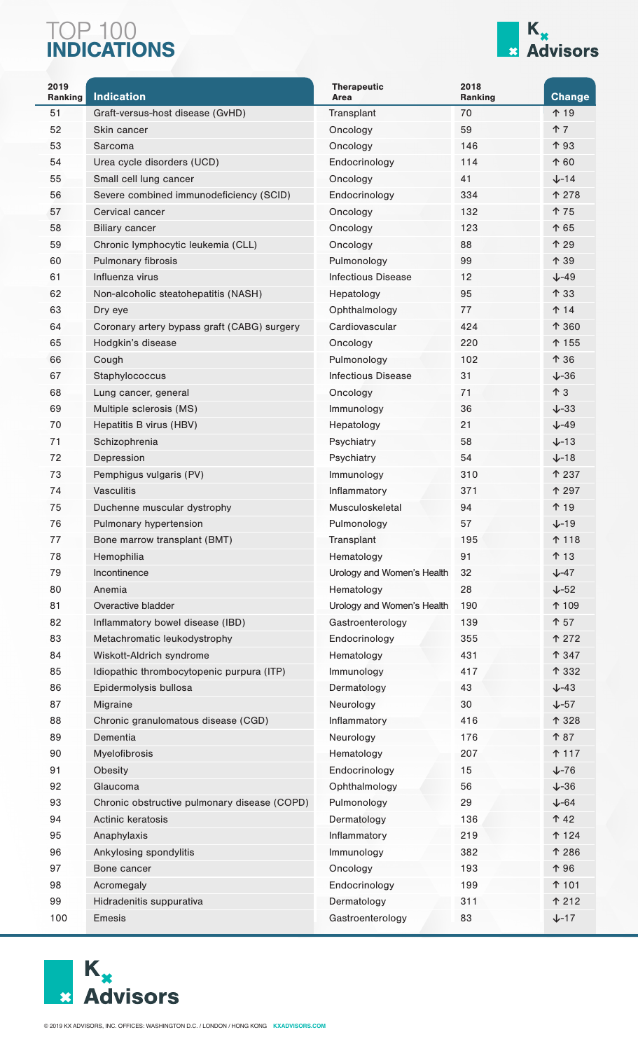# TOP 100
# INDICATIONS

| 2019 Ranking | Indication | Therapeutic Area | 2018 Ranking | Change |
|---|---|---|---|---|
| 51 | Graft-versus-host disease (GvHD) | Transplant | 70 | ↑ 19 |
| 52 | Skin cancer | Oncology | 59 | ↑ 7 |
| 53 | Sarcoma | Oncology | 146 | ↑ 93 |
| 54 | Urea cycle disorders (UCD) | Endocrinology | 114 | ↑ 60 |
| 55 | Small cell lung cancer | Oncology | 41 | ↓-14 |
| 56 | Severe combined immunodeficiency (SCID) | Endocrinology | 334 | ↑ 278 |
| 57 | Cervical cancer | Oncology | 132 | ↑ 75 |
| 58 | Biliary cancer | Oncology | 123 | ↑ 65 |
| 59 | Chronic lymphocytic leukemia (CLL) | Oncology | 88 | ↑ 29 |
| 60 | Pulmonary fibrosis | Pulmonology | 99 | ↑ 39 |
| 61 | Influenza virus | Infectious Disease | 12 | ↓-49 |
| 62 | Non-alcoholic steatohepatitis (NASH) | Hepatology | 95 | ↑ 33 |
| 63 | Dry eye | Ophthalmology | 77 | ↑ 14 |
| 64 | Coronary artery bypass graft (CABG) surgery | Cardiovascular | 424 | ↑ 360 |
| 65 | Hodgkin's disease | Oncology | 220 | ↑ 155 |
| 66 | Cough | Pulmonology | 102 | ↑ 36 |
| 67 | Staphylococcus | Infectious Disease | 31 | ↓-36 |
| 68 | Lung cancer, general | Oncology | 71 | ↑ 3 |
| 69 | Multiple sclerosis (MS) | Immunology | 36 | ↓-33 |
| 70 | Hepatitis B virus (HBV) | Hepatology | 21 | ↓-49 |
| 71 | Schizophrenia | Psychiatry | 58 | ↓-13 |
| 72 | Depression | Psychiatry | 54 | ↓-18 |
| 73 | Pemphigus vulgaris (PV) | Immunology | 310 | ↑ 237 |
| 74 | Vasculitis | Inflammatory | 371 | ↑ 297 |
| 75 | Duchenne muscular dystrophy | Musculoskeletal | 94 | ↑ 19 |
| 76 | Pulmonary hypertension | Pulmonology | 57 | ↓-19 |
| 77 | Bone marrow transplant (BMT) | Transplant | 195 | ↑ 118 |
| 78 | Hemophilia | Hematology | 91 | ↑ 13 |
| 79 | Incontinence | Urology and Women's Health | 32 | ↓-47 |
| 80 | Anemia | Hematology | 28 | ↓-52 |
| 81 | Overactive bladder | Urology and Women's Health | 190 | ↑ 109 |
| 82 | Inflammatory bowel disease (IBD) | Gastroenterology | 139 | ↑ 57 |
| 83 | Metachromatic leukodystrophy | Endocrinology | 355 | ↑ 272 |
| 84 | Wiskott-Aldrich syndrome | Hematology | 431 | ↑ 347 |
| 85 | Idiopathic thrombocytopenic purpura (ITP) | Immunology | 417 | ↑ 332 |
| 86 | Epidermolysis bullosa | Dermatology | 43 | ↓-43 |
| 87 | Migraine | Neurology | 30 | ↓-57 |
| 88 | Chronic granulomatous disease (CGD) | Inflammatory | 416 | ↑ 328 |
| 89 | Dementia | Neurology | 176 | ↑ 87 |
| 90 | Myelofibrosis | Hematology | 207 | ↑ 117 |
| 91 | Obesity | Endocrinology | 15 | ↓-76 |
| 92 | Glaucoma | Ophthalmology | 56 | ↓-36 |
| 93 | Chronic obstructive pulmonary disease (COPD) | Pulmonology | 29 | ↓-64 |
| 94 | Actinic keratosis | Dermatology | 136 | ↑ 42 |
| 95 | Anaphylaxis | Inflammatory | 219 | ↑ 124 |
| 96 | Ankylosing spondylitis | Immunology | 382 | ↑ 286 |
| 97 | Bone cancer | Oncology | 193 | ↑ 96 |
| 98 | Acromegaly | Endocrinology | 199 | ↑ 101 |
| 99 | Hidradenitis suppurativa | Dermatology | 311 | ↑ 212 |
| 100 | Emesis | Gastroenterology | 83 | ↓-17 |

© 2019 KX ADVISORS, INC. OFFICES: WASHINGTON D.C. / LONDON / HONG KONG **KXADVISORS.COM**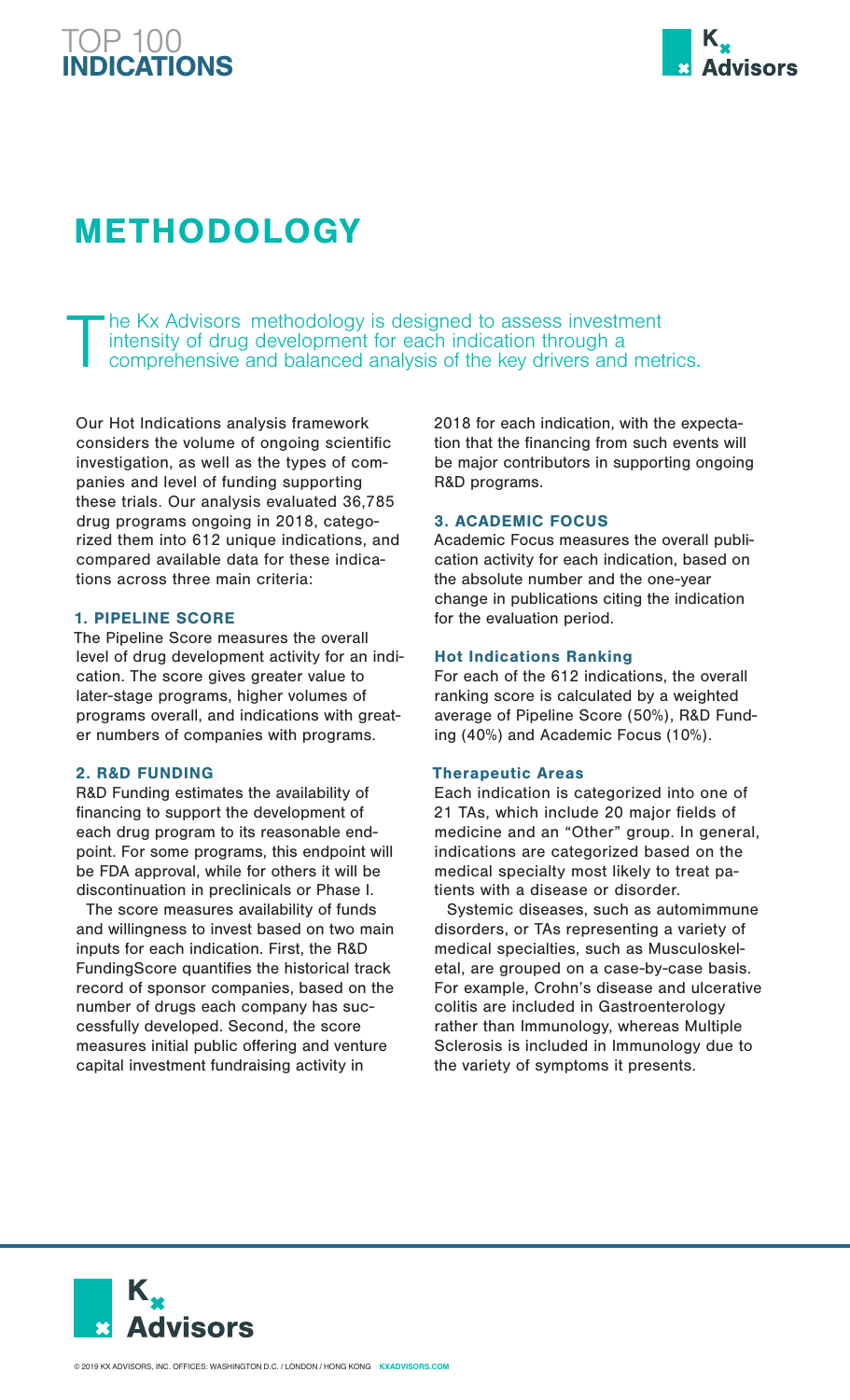# METHODOLOGY

The Kx Advisors methodology is designed to assess investment intensity of drug development for each indication through a comprehensive and balanced analysis of the key drivers and metrics.

Our Hot Indications analysis framework considers the volume of ongoing scientific investigation, as well as the types of companies and level of funding supporting these trials. Our analysis evaluated 36,785 drug programs ongoing in 2018, categorized them into 612 unique indications, and compared available data for these indications across three main criteria:

### 1. PIPELINE SCORE

The Pipeline Score measures the overall level of drug development activity for an indication. The score gives greater value to later-stage programs, higher volumes of programs overall, and indications with greater numbers of companies with programs.

### 2. R&D FUNDING

R&D Funding estimates the availability of financing to support the development of each drug program to its reasonable endpoint. For some programs, this endpoint will be FDA approval, while for others it will be discontinuation in preclinicals or Phase I.

The score measures availability of funds and willingness to invest based on two main inputs for each indication. First, the R&D FundingScore quantifies the historical track record of sponsor companies, based on the number of drugs each company has successfully developed. Second, the score measures initial public offering and venture capital investment fundraising activity in 2018 for each indication, with the expectation that the financing from such events will be major contributors in supporting ongoing R&D programs.

### 3. ACADEMIC FOCUS

Academic Focus measures the overall publication activity for each indication, based on the absolute number and the one-year change in publications citing the indication for the evaluation period.

### Hot Indications Ranking

For each of the 612 indications, the overall ranking score is calculated by a weighted average of Pipeline Score (50%), R&D Funding (40%) and Academic Focus (10%).

### Therapeutic Areas

Each indication is categorized into one of 21 TAs, which include 20 major fields of medicine and an "Other" group. In general, indications are categorized based on the medical specialty most likely to treat patients with a disease or disorder.

Systemic diseases, such as automimmune disorders, or TAs representing a variety of medical specialties, such as Musculoskeletal, are grouped on a case-by-case basis. For example, Crohn's disease and ulcerative colitis are included in Gastroenterology rather than Immunology, whereas Multiple Sclerosis is included in Immunology due to the variety of symptoms it presents.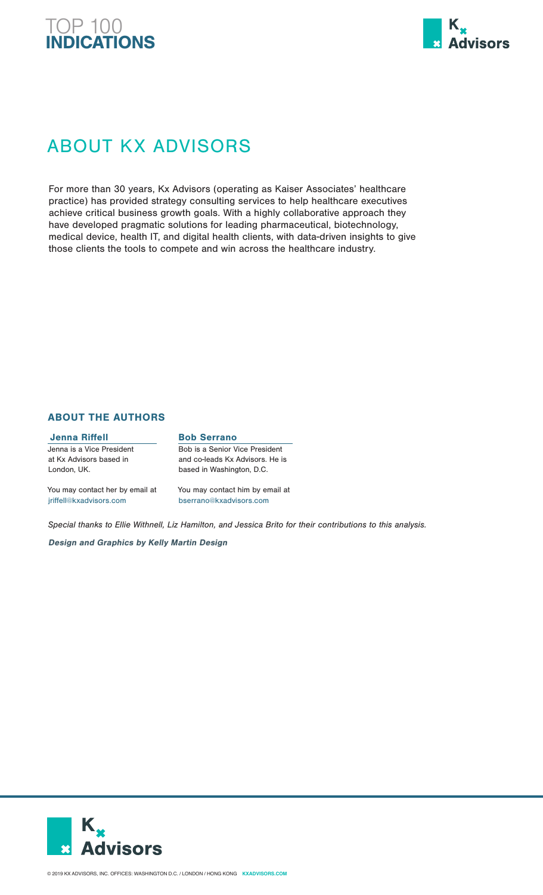## ABOUT KX ADVISORS

For more than 30 years, Kx Advisors (operating as Kaiser Associates' healthcare practice) has provided strategy consulting services to help healthcare executives achieve critical business growth goals. With a highly collaborative approach they have developed pragmatic solutions for leading pharmaceutical, biotechnology, medical device, health IT, and digital health clients, with data-driven insights to give those clients the tools to compete and win across the healthcare industry.

### ABOUT THE AUTHORS

**Jenna Riffell**

Jenna is a Vice President at Kx Advisors based in London, UK.

You may contact her by email at jriffell@kxadvisors.com

**Bob Serrano**

Bob is a Senior Vice President and co-leads Kx Advisors. He is based in Washington, D.C.

You may contact him by email at bserrano@kxadvisors.com

*Special thanks to Ellie Withnell, Liz Hamilton, and Jessica Brito for their contributions to this analysis.*

***Design and Graphics by Kelly Martin Design***

© 2019 KX ADVISORS, INC. OFFICES: WASHINGTON D.C. / LONDON / HONG KONG **KXADVISORS.COM**